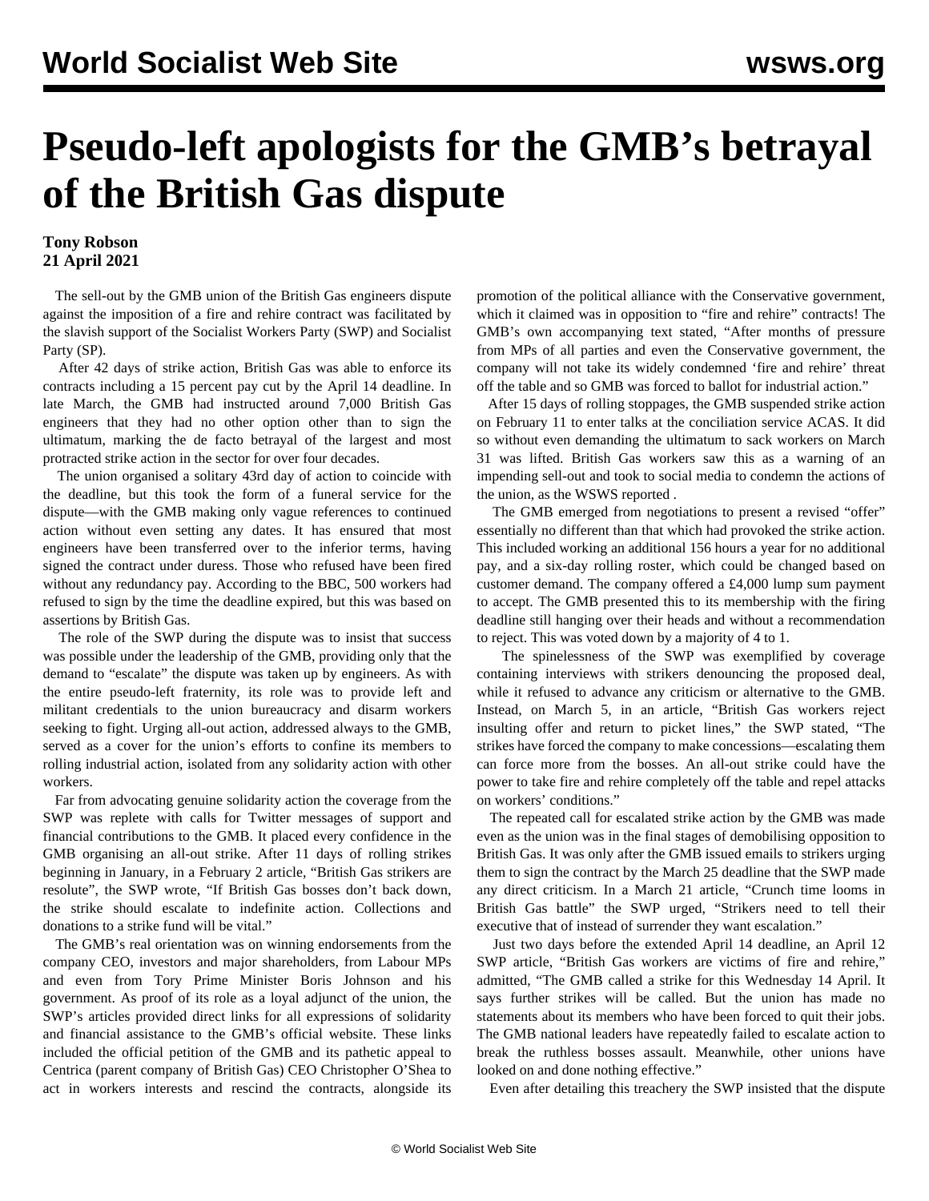# Pseudo-left apologists for the GMB's betrayal of the British Gas dispute

**Tony Robson**
**21 April 2021**

The sell-out by the GMB union of the British Gas engineers dispute against the imposition of a fire and rehire contract was facilitated by the slavish support of the Socialist Workers Party (SWP) and Socialist Party (SP).

After 42 days of strike action, British Gas was able to enforce its contracts including a 15 percent pay cut by the April 14 deadline. In late March, the GMB had instructed around 7,000 British Gas engineers that they had no other option other than to sign the ultimatum, marking the de facto betrayal of the largest and most protracted strike action in the sector for over four decades.

The union organised a solitary 43rd day of action to coincide with the deadline, but this took the form of a funeral service for the dispute—with the GMB making only vague references to continued action without even setting any dates. It has ensured that most engineers have been transferred over to the inferior terms, having signed the contract under duress. Those who refused have been fired without any redundancy pay. According to the BBC, 500 workers had refused to sign by the time the deadline expired, but this was based on assertions by British Gas.

The role of the SWP during the dispute was to insist that success was possible under the leadership of the GMB, providing only that the demand to "escalate" the dispute was taken up by engineers. As with the entire pseudo-left fraternity, its role was to provide left and militant credentials to the union bureaucracy and disarm workers seeking to fight. Urging all-out action, addressed always to the GMB, served as a cover for the union's efforts to confine its members to rolling industrial action, isolated from any solidarity action with other workers.

Far from advocating genuine solidarity action the coverage from the SWP was replete with calls for Twitter messages of support and financial contributions to the GMB. It placed every confidence in the GMB organising an all-out strike. After 11 days of rolling strikes beginning in January, in a February 2 article, "British Gas strikers are resolute", the SWP wrote, "If British Gas bosses don't back down, the strike should escalate to indefinite action. Collections and donations to a strike fund will be vital."

The GMB's real orientation was on winning endorsements from the company CEO, investors and major shareholders, from Labour MPs and even from Tory Prime Minister Boris Johnson and his government. As proof of its role as a loyal adjunct of the union, the SWP's articles provided direct links for all expressions of solidarity and financial assistance to the GMB's official website. These links included the official petition of the GMB and its pathetic appeal to Centrica (parent company of British Gas) CEO Christopher O'Shea to act in workers interests and rescind the contracts, alongside its promotion of the political alliance with the Conservative government, which it claimed was in opposition to "fire and rehire" contracts! The GMB's own accompanying text stated, "After months of pressure from MPs of all parties and even the Conservative government, the company will not take its widely condemned 'fire and rehire' threat off the table and so GMB was forced to ballot for industrial action."

After 15 days of rolling stoppages, the GMB suspended strike action on February 11 to enter talks at the conciliation service ACAS. It did so without even demanding the ultimatum to sack workers on March 31 was lifted. British Gas workers saw this as a warning of an impending sell-out and took to social media to condemn the actions of the union, as the WSWS reported .

The GMB emerged from negotiations to present a revised "offer" essentially no different than that which had provoked the strike action. This included working an additional 156 hours a year for no additional pay, and a six-day rolling roster, which could be changed based on customer demand. The company offered a £4,000 lump sum payment to accept. The GMB presented this to its membership with the firing deadline still hanging over their heads and without a recommendation to reject. This was voted down by a majority of 4 to 1.

The spinelessness of the SWP was exemplified by coverage containing interviews with strikers denouncing the proposed deal, while it refused to advance any criticism or alternative to the GMB. Instead, on March 5, in an article, "British Gas workers reject insulting offer and return to picket lines," the SWP stated, "The strikes have forced the company to make concessions—escalating them can force more from the bosses. An all-out strike could have the power to take fire and rehire completely off the table and repel attacks on workers' conditions."

The repeated call for escalated strike action by the GMB was made even as the union was in the final stages of demobilising opposition to British Gas. It was only after the GMB issued emails to strikers urging them to sign the contract by the March 25 deadline that the SWP made any direct criticism. In a March 21 article, "Crunch time looms in British Gas battle" the SWP urged, "Strikers need to tell their executive that of instead of surrender they want escalation."

Just two days before the extended April 14 deadline, an April 12 SWP article, "British Gas workers are victims of fire and rehire," admitted, "The GMB called a strike for this Wednesday 14 April. It says further strikes will be called. But the union has made no statements about its members who have been forced to quit their jobs. The GMB national leaders have repeatedly failed to escalate action to break the ruthless bosses assault. Meanwhile, other unions have looked on and done nothing effective."

Even after detailing this treachery the SWP insisted that the dispute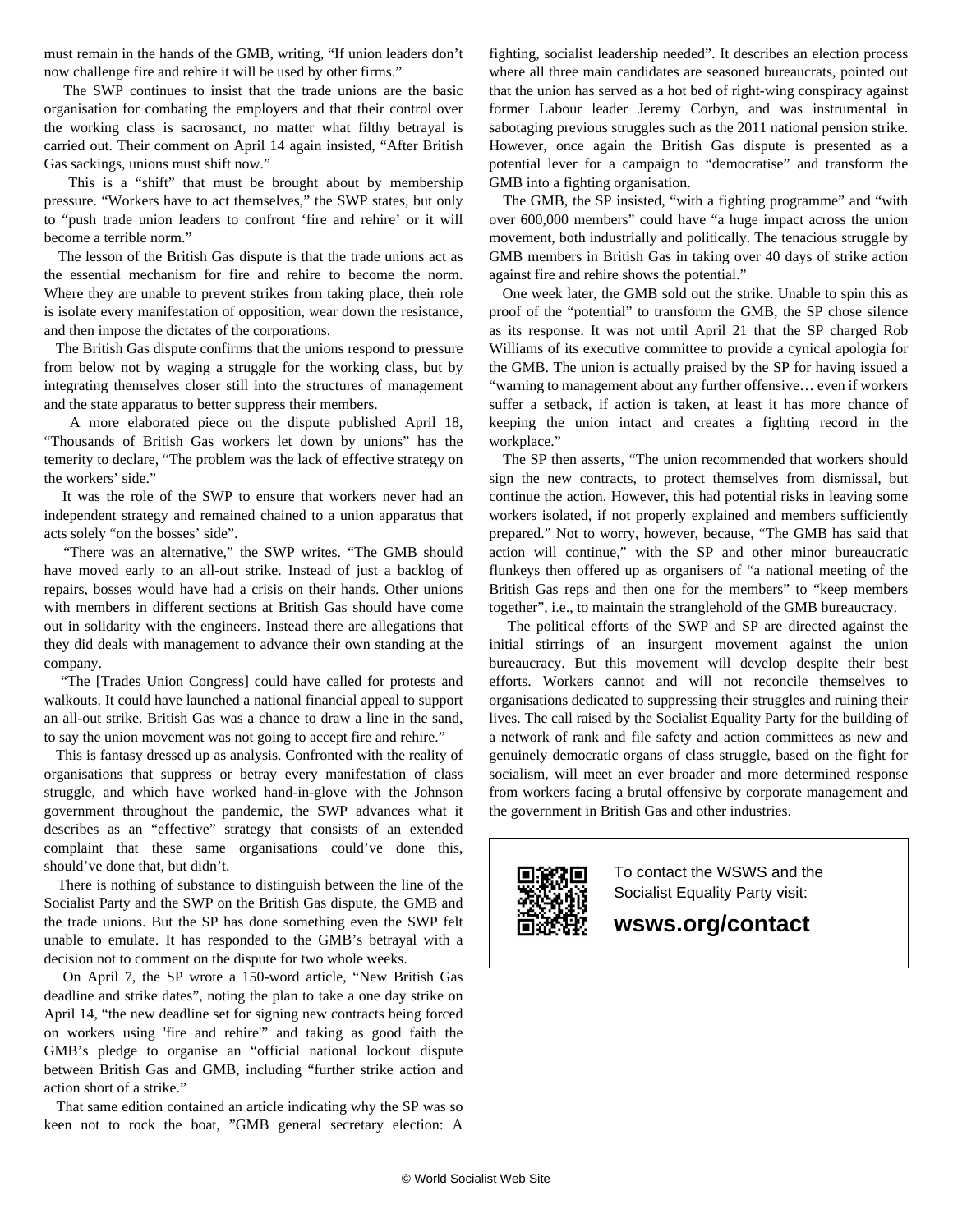must remain in the hands of the GMB, writing, "If union leaders don't now challenge fire and rehire it will be used by other firms."

The SWP continues to insist that the trade unions are the basic organisation for combating the employers and that their control over the working class is sacrosanct, no matter what filthy betrayal is carried out. Their comment on April 14 again insisted, "After British Gas sackings, unions must shift now."

This is a "shift" that must be brought about by membership pressure. "Workers have to act themselves," the SWP states, but only to "push trade union leaders to confront 'fire and rehire' or it will become a terrible norm."

The lesson of the British Gas dispute is that the trade unions act as the essential mechanism for fire and rehire to become the norm. Where they are unable to prevent strikes from taking place, their role is isolate every manifestation of opposition, wear down the resistance, and then impose the dictates of the corporations.

The British Gas dispute confirms that the unions respond to pressure from below not by waging a struggle for the working class, but by integrating themselves closer still into the structures of management and the state apparatus to better suppress their members.

A more elaborated piece on the dispute published April 18, "Thousands of British Gas workers let down by unions" has the temerity to declare, "The problem was the lack of effective strategy on the workers' side."

It was the role of the SWP to ensure that workers never had an independent strategy and remained chained to a union apparatus that acts solely "on the bosses' side".

"There was an alternative," the SWP writes. "The GMB should have moved early to an all-out strike. Instead of just a backlog of repairs, bosses would have had a crisis on their hands. Other unions with members in different sections at British Gas should have come out in solidarity with the engineers. Instead there are allegations that they did deals with management to advance their own standing at the company.

"The [Trades Union Congress] could have called for protests and walkouts. It could have launched a national financial appeal to support an all-out strike. British Gas was a chance to draw a line in the sand, to say the union movement was not going to accept fire and rehire."

This is fantasy dressed up as analysis. Confronted with the reality of organisations that suppress or betray every manifestation of class struggle, and which have worked hand-in-glove with the Johnson government throughout the pandemic, the SWP advances what it describes as an "effective" strategy that consists of an extended complaint that these same organisations could've done this, should've done that, but didn't.

There is nothing of substance to distinguish between the line of the Socialist Party and the SWP on the British Gas dispute, the GMB and the trade unions. But the SP has done something even the SWP felt unable to emulate. It has responded to the GMB's betrayal with a decision not to comment on the dispute for two whole weeks.

On April 7, the SP wrote a 150-word article, "New British Gas deadline and strike dates", noting the plan to take a one day strike on April 14, "the new deadline set for signing new contracts being forced on workers using 'fire and rehire'" and taking as good faith the GMB's pledge to organise an "official national lockout dispute between British Gas and GMB, including "further strike action and action short of a strike."

That same edition contained an article indicating why the SP was so keen not to rock the boat, "GMB general secretary election: A fighting, socialist leadership needed". It describes an election process where all three main candidates are seasoned bureaucrats, pointed out that the union has served as a hot bed of right-wing conspiracy against former Labour leader Jeremy Corbyn, and was instrumental in sabotaging previous struggles such as the 2011 national pension strike. However, once again the British Gas dispute is presented as a potential lever for a campaign to "democratise" and transform the GMB into a fighting organisation.

The GMB, the SP insisted, "with a fighting programme" and "with over 600,000 members" could have "a huge impact across the union movement, both industrially and politically. The tenacious struggle by GMB members in British Gas in taking over 40 days of strike action against fire and rehire shows the potential."

One week later, the GMB sold out the strike. Unable to spin this as proof of the "potential" to transform the GMB, the SP chose silence as its response. It was not until April 21 that the SP charged Rob Williams of its executive committee to provide a cynical apologia for the GMB. The union is actually praised by the SP for having issued a "warning to management about any further offensive… even if workers suffer a setback, if action is taken, at least it has more chance of keeping the union intact and creates a fighting record in the workplace."

The SP then asserts, "The union recommended that workers should sign the new contracts, to protect themselves from dismissal, but continue the action. However, this had potential risks in leaving some workers isolated, if not properly explained and members sufficiently prepared." Not to worry, however, because, "The GMB has said that action will continue," with the SP and other minor bureaucratic flunkeys then offered up as organisers of "a national meeting of the British Gas reps and then one for the members" to "keep members together", i.e., to maintain the stranglehold of the GMB bureaucracy.

The political efforts of the SWP and SP are directed against the initial stirrings of an insurgent movement against the union bureaucracy. But this movement will develop despite their best efforts. Workers cannot and will not reconcile themselves to organisations dedicated to suppressing their struggles and ruining their lives. The call raised by the Socialist Equality Party for the building of a network of rank and file safety and action committees as new and genuinely democratic organs of class struggle, based on the fight for socialism, will meet an ever broader and more determined response from workers facing a brutal offensive by corporate management and the government in British Gas and other industries.

To contact the WSWS and the Socialist Equality Party visit:

**wsws.org/contact**